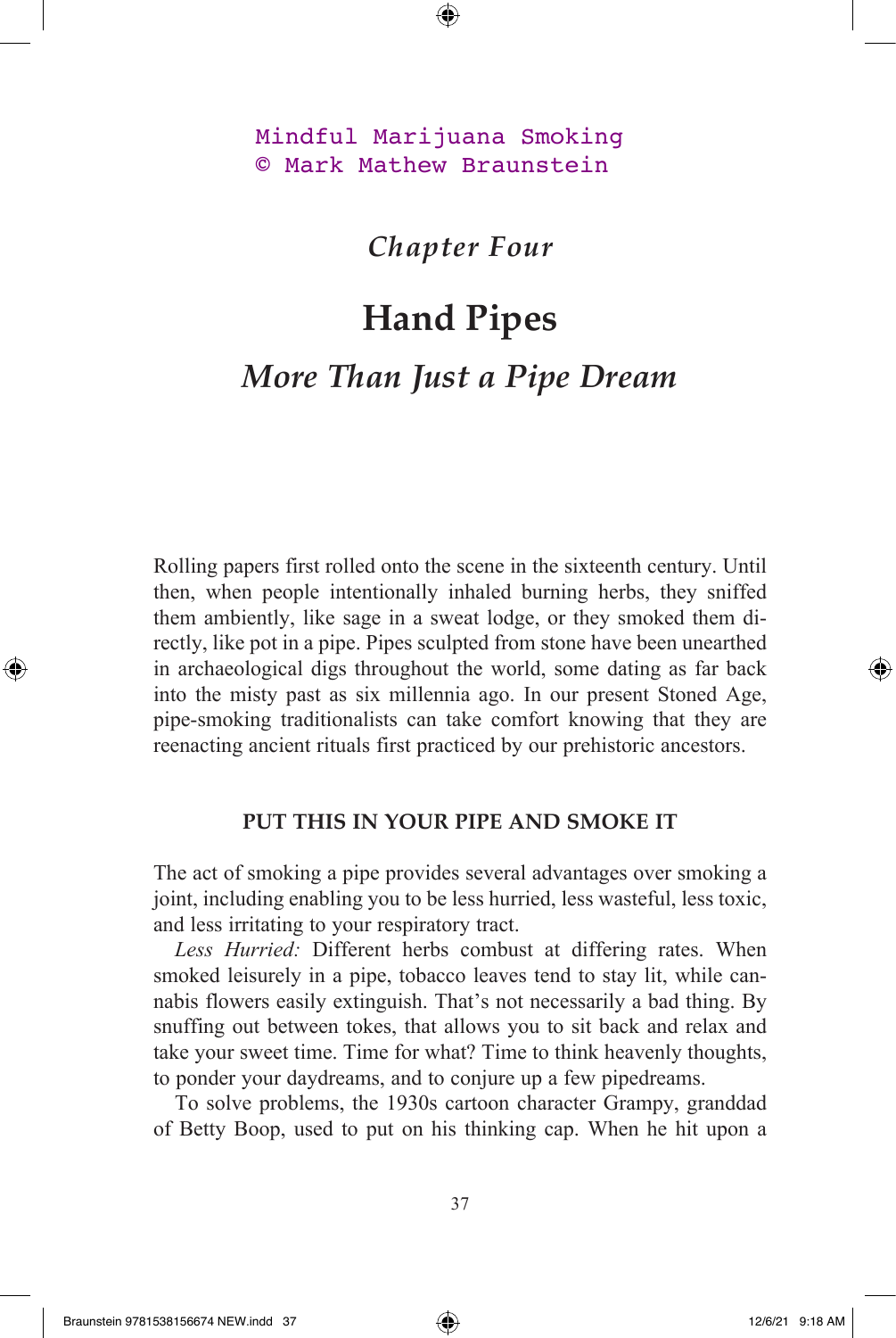Mindful Marijuana Smoking
© Mark Mathew Braunstein

*Chapter Four*

# Hand Pipes

## *More Than Just a Pipe Dream*

Rolling papers first rolled onto the scene in the sixteenth century. Until then, when people intentionally inhaled burning herbs, they sniffed them ambiently, like sage in a sweat lodge, or they smoked them directly, like pot in a pipe. Pipes sculpted from stone have been unearthed in archaeological digs throughout the world, some dating as far back into the misty past as six millennia ago. In our present Stoned Age, pipe-smoking traditionalists can take comfort knowing that they are reenacting ancient rituals first practiced by our prehistoric ancestors.

### PUT THIS IN YOUR PIPE AND SMOKE IT

The act of smoking a pipe provides several advantages over smoking a joint, including enabling you to be less hurried, less wasteful, less toxic, and less irritating to your respiratory tract.

*Less Hurried:* Different herbs combust at differing rates. When smoked leisurely in a pipe, tobacco leaves tend to stay lit, while cannabis flowers easily extinguish. That's not necessarily a bad thing. By snuffing out between tokes, that allows you to sit back and relax and take your sweet time. Time for what? Time to think heavenly thoughts, to ponder your daydreams, and to conjure up a few pipedreams.

To solve problems, the 1930s cartoon character Grampy, granddad of Betty Boop, used to put on his thinking cap. When he hit upon a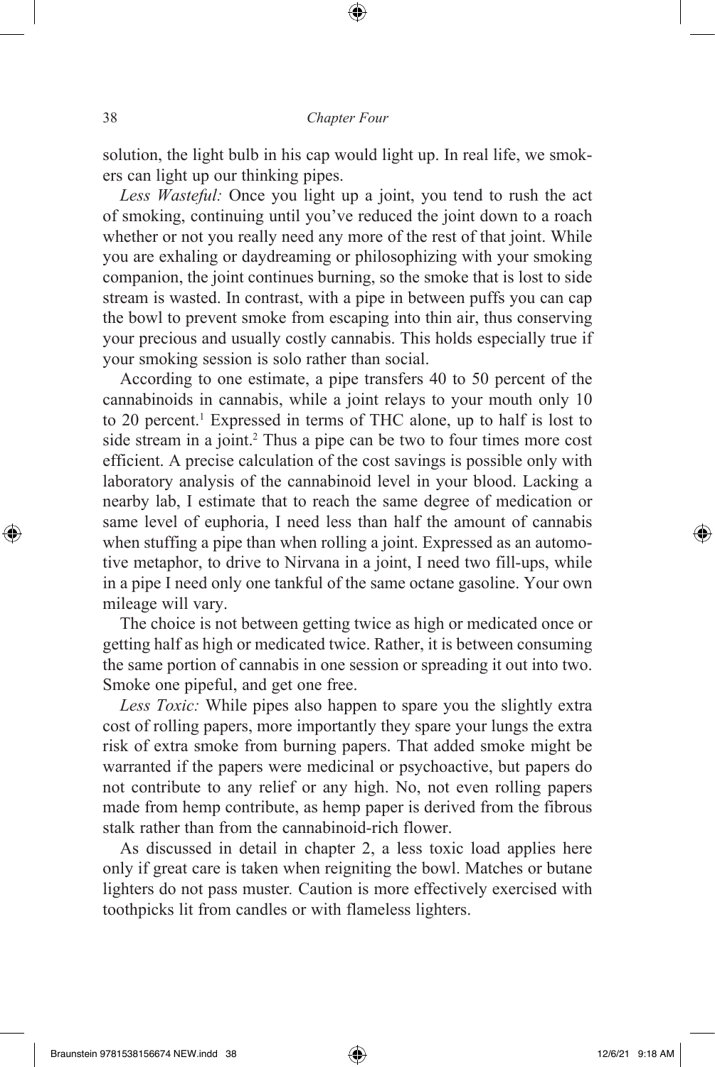solution, the light bulb in his cap would light up. In real life, we smokers can light up our thinking pipes.

*Less Wasteful:* Once you light up a joint, you tend to rush the act of smoking, continuing until you've reduced the joint down to a roach whether or not you really need any more of the rest of that joint. While you are exhaling or daydreaming or philosophizing with your smoking companion, the joint continues burning, so the smoke that is lost to side stream is wasted. In contrast, with a pipe in between puffs you can cap the bowl to prevent smoke from escaping into thin air, thus conserving your precious and usually costly cannabis. This holds especially true if your smoking session is solo rather than social.

According to one estimate, a pipe transfers 40 to 50 percent of the cannabinoids in cannabis, while a joint relays to your mouth only 10 to 20 percent.[1] Expressed in terms of THC alone, up to half is lost to side stream in a joint.[2] Thus a pipe can be two to four times more cost efficient. A precise calculation of the cost savings is possible only with laboratory analysis of the cannabinoid level in your blood. Lacking a nearby lab, I estimate that to reach the same degree of medication or same level of euphoria, I need less than half the amount of cannabis when stuffing a pipe than when rolling a joint. Expressed as an automotive metaphor, to drive to Nirvana in a joint, I need two fill-ups, while in a pipe I need only one tankful of the same octane gasoline. Your own mileage will vary.

The choice is not between getting twice as high or medicated once or getting half as high or medicated twice. Rather, it is between consuming the same portion of cannabis in one session or spreading it out into two. Smoke one pipeful, and get one free.

*Less Toxic:* While pipes also happen to spare you the slightly extra cost of rolling papers, more importantly they spare your lungs the extra risk of extra smoke from burning papers. That added smoke might be warranted if the papers were medicinal or psychoactive, but papers do not contribute to any relief or any high. No, not even rolling papers made from hemp contribute, as hemp paper is derived from the fibrous stalk rather than from the cannabinoid-rich flower.

As discussed in detail in chapter 2, a less toxic load applies here only if great care is taken when reigniting the bowl. Matches or butane lighters do not pass muster. Caution is more effectively exercised with toothpicks lit from candles or with flameless lighters.